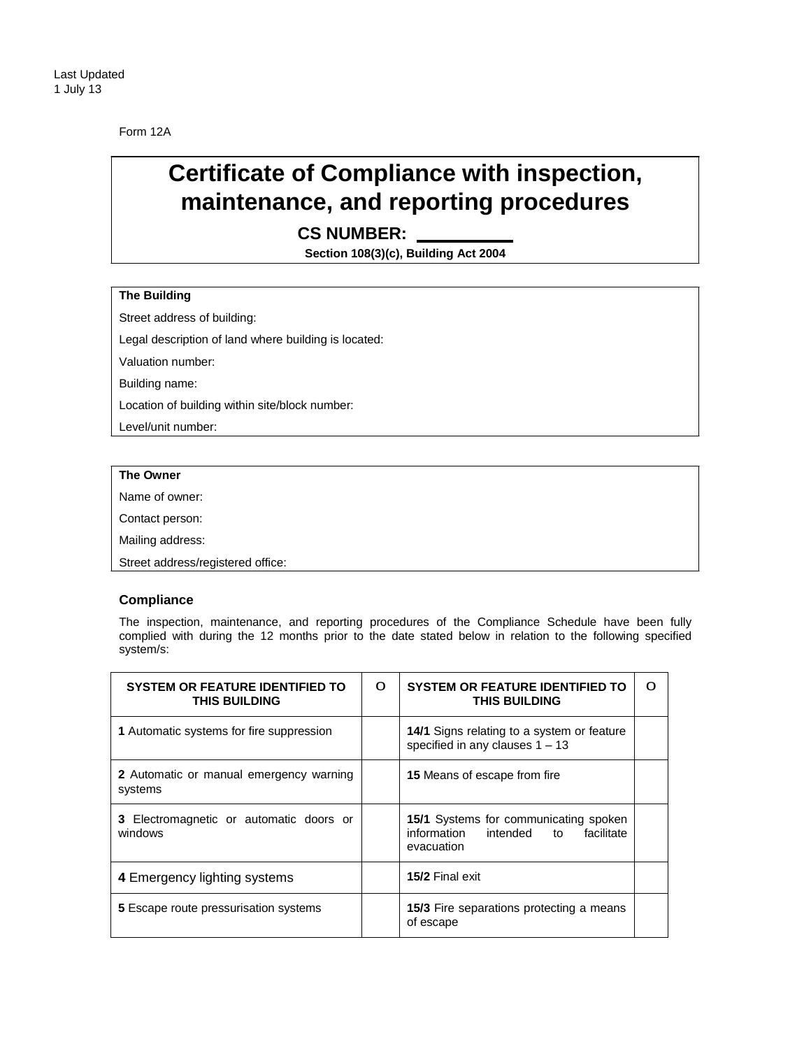Last Updated
1 July 13

Form 12A

# Certificate of Compliance with inspection, maintenance, and reporting procedures

**CS NUMBER: \_\_\_\_\_\_\_\_\_\_**

**Section 108(3)(c), Building Act 2004**

**The Building**

Street address of building:

Legal description of land where building is located:

Valuation number:

Building name:

Location of building within site/block number:

Level/unit number:

**The Owner**

Name of owner:

Contact person:

Mailing address:

Street address/registered office:

### Compliance

The inspection, maintenance, and reporting procedures of the Compliance Schedule have been fully complied with during the 12 months prior to the date stated below in relation to the following specified system/s:

| SYSTEM OR FEATURE IDENTIFIED TO THIS BUILDING | O | SYSTEM OR FEATURE IDENTIFIED TO THIS BUILDING | O |
|---|---|---|---|
| **1** Automatic systems for fire suppression | | **14/1** Signs relating to a system or feature specified in any clauses 1 – 13 | |
| **2** Automatic or manual emergency warning systems | | **15** Means of escape from fire | |
| **3** Electromagnetic or automatic doors or windows | | **15/1** Systems for communicating spoken information intended to facilitate evacuation | |
| **4** Emergency lighting systems | | **15/2** Final exit | |
| **5** Escape route pressurisation systems | | **15/3** Fire separations protecting a means of escape | |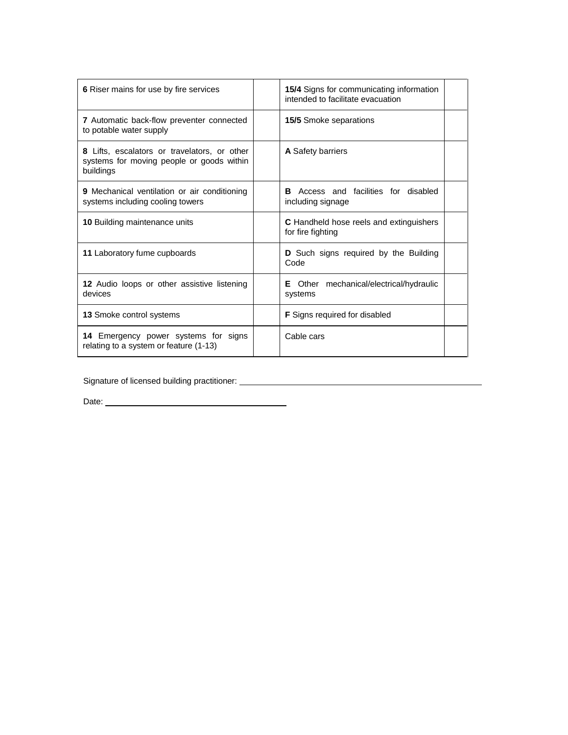| | | | |
|---|---|---|---|
| **6** Riser mains for use by fire services | | **15/4** Signs for communicating information intended to facilitate evacuation | |
| **7** Automatic back-flow preventer connected to potable water supply | | **15/5** Smoke separations | |
| **8** Lifts, escalators or travelators, or other systems for moving people or goods within buildings | | **A** Safety barriers | |
| **9** Mechanical ventilation or air conditioning systems including cooling towers | | **B** Access and facilities for disabled including signage | |
| **10** Building maintenance units | | **C** Handheld hose reels and extinguishers for fire fighting | |
| **11** Laboratory fume cupboards | | **D** Such signs required by the Building Code | |
| **12** Audio loops or other assistive listening devices | | **E** Other mechanical/electrical/hydraulic systems | |
| **13** Smoke control systems | | **F** Signs required for disabled | |
| **14** Emergency power systems for signs relating to a system or feature (1-13) | | Cable cars | |

Signature of licensed building practitioner: ______________________________

Date: ______________________